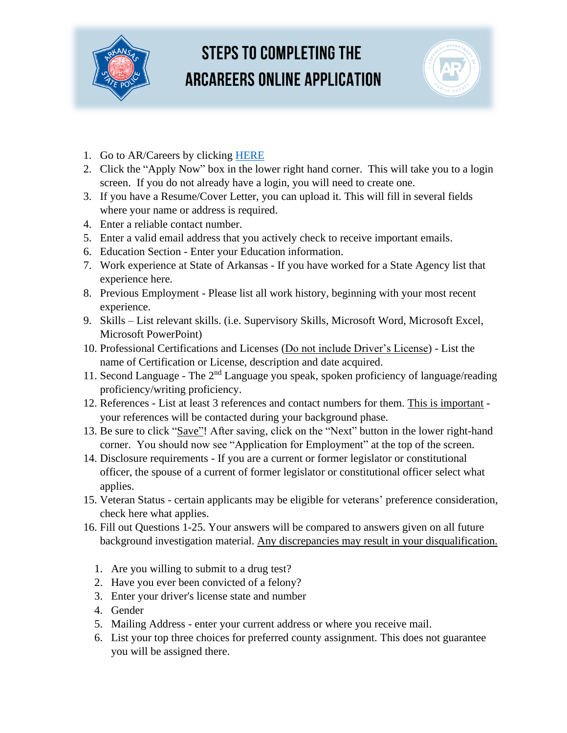# STEPS TO COMPLETING THE ARCAREERS ONLINE APPLICATION

1. Go to AR/Careers by clicking [HERE]
2. Click the "Apply Now" box in the lower right hand corner. This will take you to a login screen. If you do not already have a login, you will need to create one.
3. If you have a Resume/Cover Letter, you can upload it. This will fill in several fields where your name or address is required.
4. Enter a reliable contact number.
5. Enter a valid email address that you actively check to receive important emails.
6. Education Section - Enter your Education information.
7. Work experience at State of Arkansas - If you have worked for a State Agency list that experience here.
8. Previous Employment - Please list all work history, beginning with your most recent experience.
9. Skills – List relevant skills. (i.e. Supervisory Skills, Microsoft Word, Microsoft Excel, Microsoft PowerPoint)
10. Professional Certifications and Licenses (Do not include Driver's License) - List the name of Certification or License, description and date acquired.
11. Second Language - The 2nd Language you speak, spoken proficiency of language/reading proficiency/writing proficiency.
12. References - List at least 3 references and contact numbers for them. This is important - your references will be contacted during your background phase.
13. Be sure to click "Save"! After saving, click on the "Next" button in the lower right-hand corner. You should now see "Application for Employment" at the top of the screen.
14. Disclosure requirements - If you are a current or former legislator or constitutional officer, the spouse of a current of former legislator or constitutional officer select what applies.
15. Veteran Status - certain applicants may be eligible for veterans' preference consideration, check here what applies.
16. Fill out Questions 1-25. Your answers will be compared to answers given on all future background investigation material. Any discrepancies may result in your disqualification.

    1. Are you willing to submit to a drug test?
    2. Have you ever been convicted of a felony?
    3. Enter your driver's license state and number
    4. Gender
    5. Mailing Address - enter your current address or where you receive mail.
    6. List your top three choices for preferred county assignment. This does not guarantee you will be assigned there.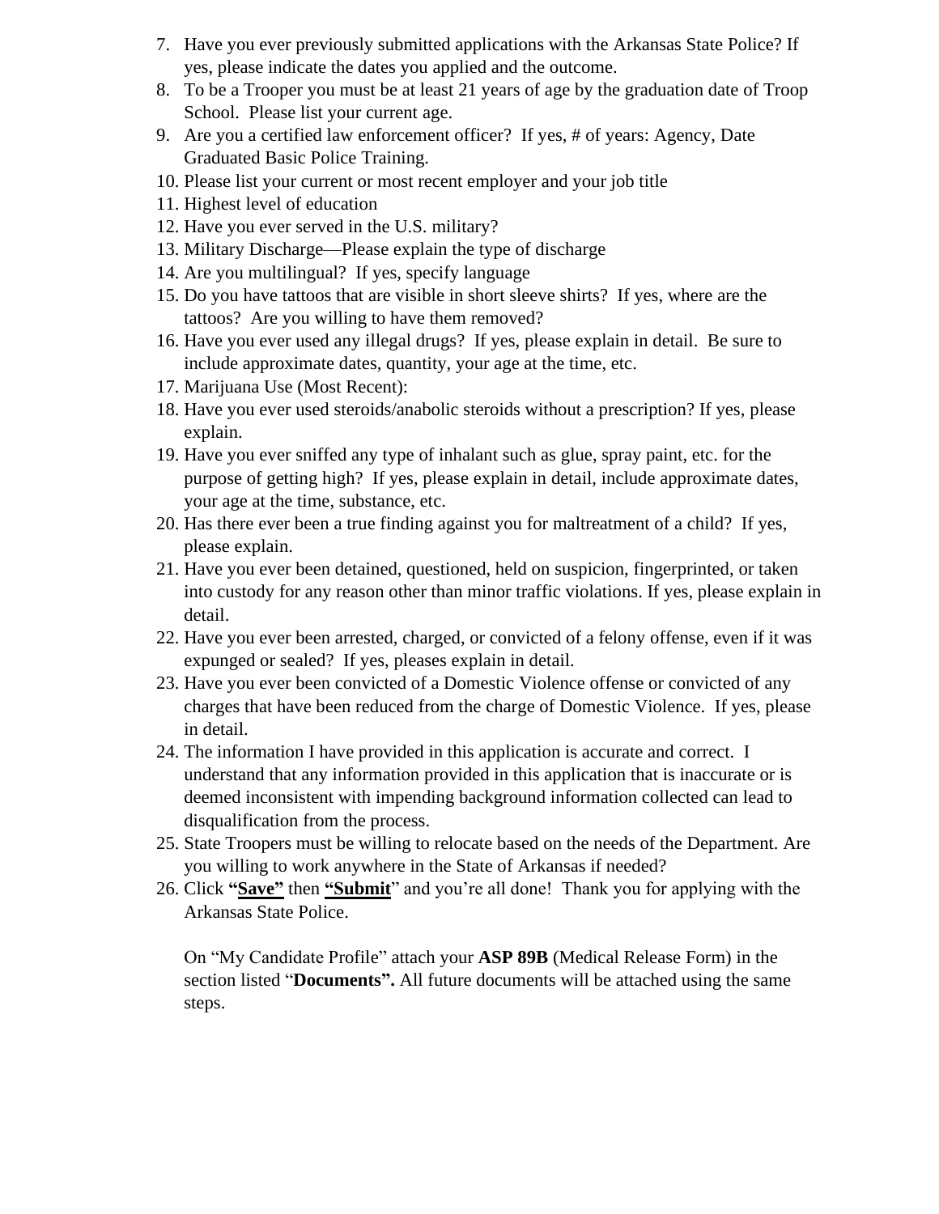7. Have you ever previously submitted applications with the Arkansas State Police? If yes, please indicate the dates you applied and the outcome.
8. To be a Trooper you must be at least 21 years of age by the graduation date of Troop School. Please list your current age.
9. Are you a certified law enforcement officer? If yes, # of years: Agency, Date Graduated Basic Police Training.
10. Please list your current or most recent employer and your job title
11. Highest level of education
12. Have you ever served in the U.S. military?
13. Military Discharge—Please explain the type of discharge
14. Are you multilingual? If yes, specify language
15. Do you have tattoos that are visible in short sleeve shirts? If yes, where are the tattoos? Are you willing to have them removed?
16. Have you ever used any illegal drugs? If yes, please explain in detail. Be sure to include approximate dates, quantity, your age at the time, etc.
17. Marijuana Use (Most Recent):
18. Have you ever used steroids/anabolic steroids without a prescription? If yes, please explain.
19. Have you ever sniffed any type of inhalant such as glue, spray paint, etc. for the purpose of getting high? If yes, please explain in detail, include approximate dates, your age at the time, substance, etc.
20. Has there ever been a true finding against you for maltreatment of a child? If yes, please explain.
21. Have you ever been detained, questioned, held on suspicion, fingerprinted, or taken into custody for any reason other than minor traffic violations. If yes, please explain in detail.
22. Have you ever been arrested, charged, or convicted of a felony offense, even if it was expunged or sealed? If yes, pleases explain in detail.
23. Have you ever been convicted of a Domestic Violence offense or convicted of any charges that have been reduced from the charge of Domestic Violence. If yes, please in detail.
24. The information I have provided in this application is accurate and correct. I understand that any information provided in this application that is inaccurate or is deemed inconsistent with impending background information collected can lead to disqualification from the process.
25. State Troopers must be willing to relocate based on the needs of the Department. Are you willing to work anywhere in the State of Arkansas if needed?
26. Click **"<u>Save</u>"** then **"<u>Submit</u>"** and you're all done! Thank you for applying with the Arkansas State Police.

    On "My Candidate Profile" attach your **ASP 89B** (Medical Release Form) in the section listed "**Documents".** All future documents will be attached using the same steps.